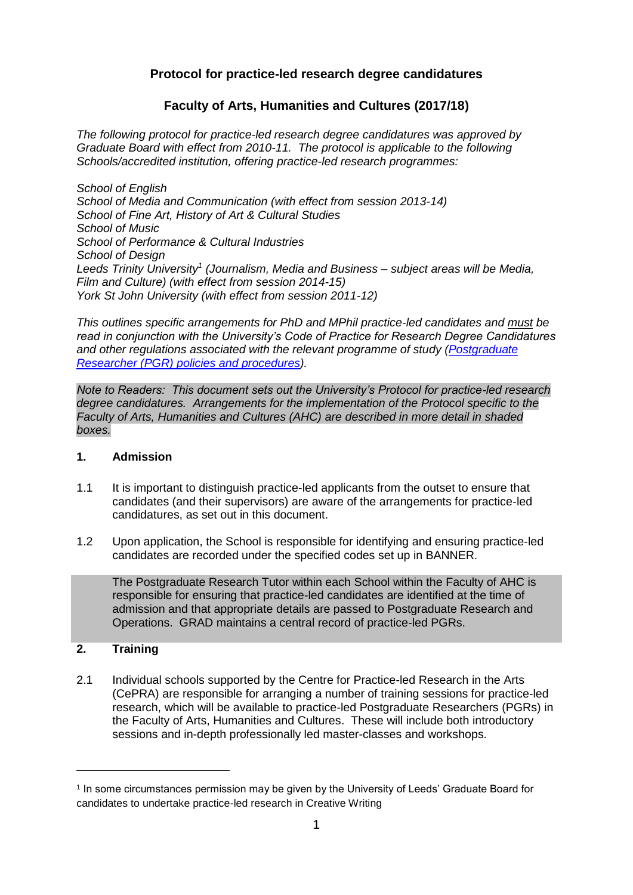# Protocol for practice-led research degree candidatures

## Faculty of Arts, Humanities and Cultures (2017/18)

*The following protocol for practice-led research degree candidatures was approved by Graduate Board with effect from 2010-11. The protocol is applicable to the following Schools/accredited institution, offering practice-led research programmes:*

*School of English*
*School of Media and Communication (with effect from session 2013-14)*
*School of Fine Art, History of Art & Cultural Studies*
*School of Music*
*School of Performance & Cultural Industries*
*School of Design*
*Leeds Trinity University[1] (Journalism, Media and Business – subject areas will be Media, Film and Culture) (with effect from session 2014-15)*
*York St John University (with effect from session 2011-12)*

*This outlines specific arrangements for PhD and MPhil practice-led candidates and <u>must</u> be read in conjunction with the University's Code of Practice for Research Degree Candidatures and other regulations associated with the relevant programme of study ([Postgraduate Researcher (PGR) policies and procedures](Postgraduate Researcher (PGR) policies and procedures)).*

*Note to Readers: This document sets out the University's Protocol for practice-led research degree candidatures. Arrangements for the implementation of the Protocol specific to the Faculty of Arts, Humanities and Cultures (AHC) are described in more detail in shaded boxes.*

### 1. Admission

1.1 It is important to distinguish practice-led applicants from the outset to ensure that candidates (and their supervisors) are aware of the arrangements for practice-led candidatures, as set out in this document.

1.2 Upon application, the School is responsible for identifying and ensuring practice-led candidates are recorded under the specified codes set up in BANNER.

> The Postgraduate Research Tutor within each School within the Faculty of AHC is responsible for ensuring that practice-led candidates are identified at the time of admission and that appropriate details are passed to Postgraduate Research and Operations. GRAD maintains a central record of practice-led PGRs.

### 2. Training

2.1 Individual schools supported by the Centre for Practice-led Research in the Arts (CePRA) are responsible for arranging a number of training sessions for practice-led research, which will be available to practice-led Postgraduate Researchers (PGRs) in the Faculty of Arts, Humanities and Cultures. These will include both introductory sessions and in-depth professionally led master-classes and workshops.

[1] In some circumstances permission may be given by the University of Leeds' Graduate Board for candidates to undertake practice-led research in Creative Writing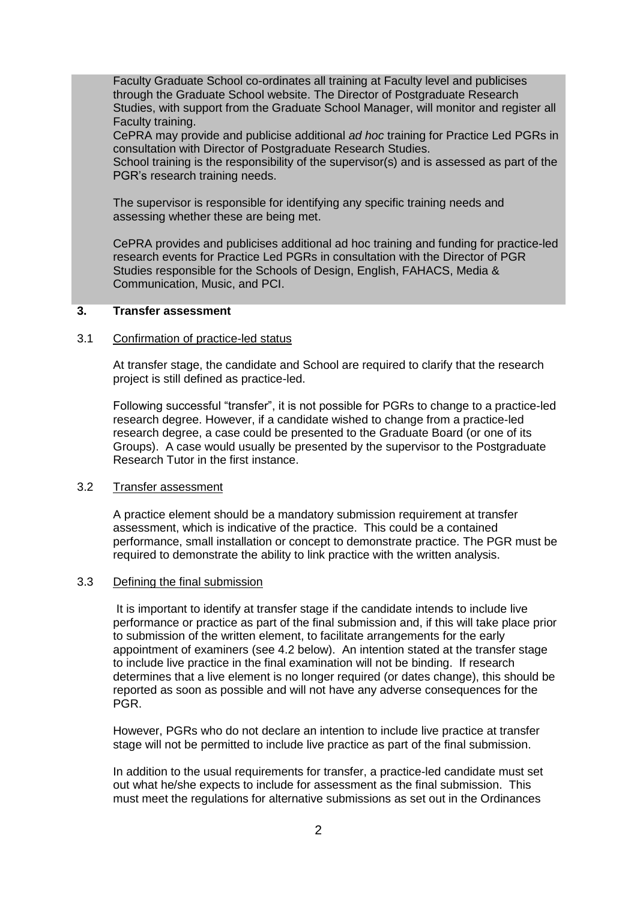Faculty Graduate School co-ordinates all training at Faculty level and publicises through the Graduate School website. The Director of Postgraduate Research Studies, with support from the Graduate School Manager, will monitor and register all Faculty training.

CePRA may provide and publicise additional *ad hoc* training for Practice Led PGRs in consultation with Director of Postgraduate Research Studies.

School training is the responsibility of the supervisor(s) and is assessed as part of the PGR's research training needs.

The supervisor is responsible for identifying any specific training needs and assessing whether these are being met.

CePRA provides and publicises additional ad hoc training and funding for practice-led research events for Practice Led PGRs in consultation with the Director of PGR Studies responsible for the Schools of Design, English, FAHACS, Media & Communication, Music, and PCI.

## 3. Transfer assessment

### 3.1 Confirmation of practice-led status

At transfer stage, the candidate and School are required to clarify that the research project is still defined as practice-led.

Following successful "transfer", it is not possible for PGRs to change to a practice-led research degree. However, if a candidate wished to change from a practice-led research degree, a case could be presented to the Graduate Board (or one of its Groups). A case would usually be presented by the supervisor to the Postgraduate Research Tutor in the first instance.

### 3.2 Transfer assessment

A practice element should be a mandatory submission requirement at transfer assessment, which is indicative of the practice. This could be a contained performance, small installation or concept to demonstrate practice. The PGR must be required to demonstrate the ability to link practice with the written analysis.

### 3.3 Defining the final submission

It is important to identify at transfer stage if the candidate intends to include live performance or practice as part of the final submission and, if this will take place prior to submission of the written element, to facilitate arrangements for the early appointment of examiners (see 4.2 below). An intention stated at the transfer stage to include live practice in the final examination will not be binding. If research determines that a live element is no longer required (or dates change), this should be reported as soon as possible and will not have any adverse consequences for the PGR.

However, PGRs who do not declare an intention to include live practice at transfer stage will not be permitted to include live practice as part of the final submission.

In addition to the usual requirements for transfer, a practice-led candidate must set out what he/she expects to include for assessment as the final submission. This must meet the regulations for alternative submissions as set out in the Ordinances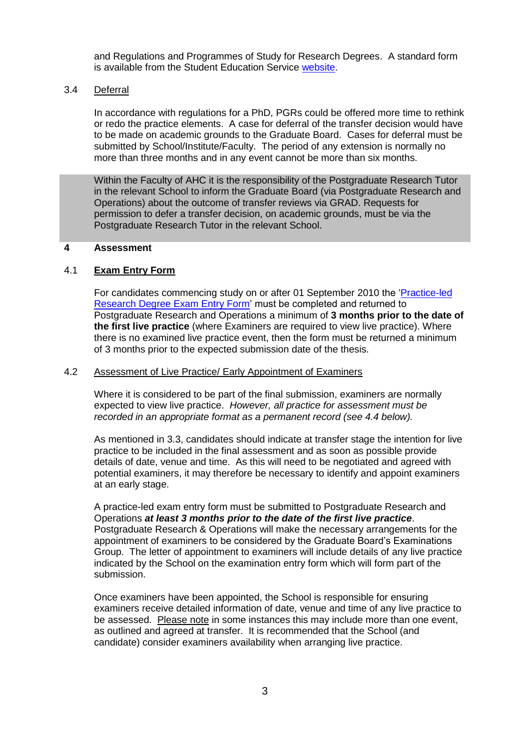and Regulations and Programmes of Study for Research Degrees. A standard form is available from the Student Education Service website.

3.4 Deferral

In accordance with regulations for a PhD, PGRs could be offered more time to rethink or redo the practice elements. A case for deferral of the transfer decision would have to be made on academic grounds to the Graduate Board. Cases for deferral must be submitted by School/Institute/Faculty. The period of any extension is normally no more than three months and in any event cannot be more than six months.

Within the Faculty of AHC it is the responsibility of the Postgraduate Research Tutor in the relevant School to inform the Graduate Board (via Postgraduate Research and Operations) about the outcome of transfer reviews via GRAD. Requests for permission to defer a transfer decision, on academic grounds, must be via the Postgraduate Research Tutor in the relevant School.

## 4 Assessment

### 4.1 Exam Entry Form

For candidates commencing study on or after 01 September 2010 the 'Practice-led Research Degree Exam Entry Form' must be completed and returned to Postgraduate Research and Operations a minimum of **3 months prior to the date of the first live practice** (where Examiners are required to view live practice). Where there is no examined live practice event, then the form must be returned a minimum of 3 months prior to the expected submission date of the thesis.

### 4.2 Assessment of Live Practice/ Early Appointment of Examiners

Where it is considered to be part of the final submission, examiners are normally expected to view live practice. *However, all practice for assessment must be recorded in an appropriate format as a permanent record (see 4.4 below).*

As mentioned in 3.3, candidates should indicate at transfer stage the intention for live practice to be included in the final assessment and as soon as possible provide details of date, venue and time. As this will need to be negotiated and agreed with potential examiners, it may therefore be necessary to identify and appoint examiners at an early stage.

A practice-led exam entry form must be submitted to Postgraduate Research and Operations ***at least 3 months prior to the date of the first live practice***. Postgraduate Research & Operations will make the necessary arrangements for the appointment of examiners to be considered by the Graduate Board's Examinations Group. The letter of appointment to examiners will include details of any live practice indicated by the School on the examination entry form which will form part of the submission.

Once examiners have been appointed, the School is responsible for ensuring examiners receive detailed information of date, venue and time of any live practice to be assessed. Please note in some instances this may include more than one event, as outlined and agreed at transfer. It is recommended that the School (and candidate) consider examiners availability when arranging live practice.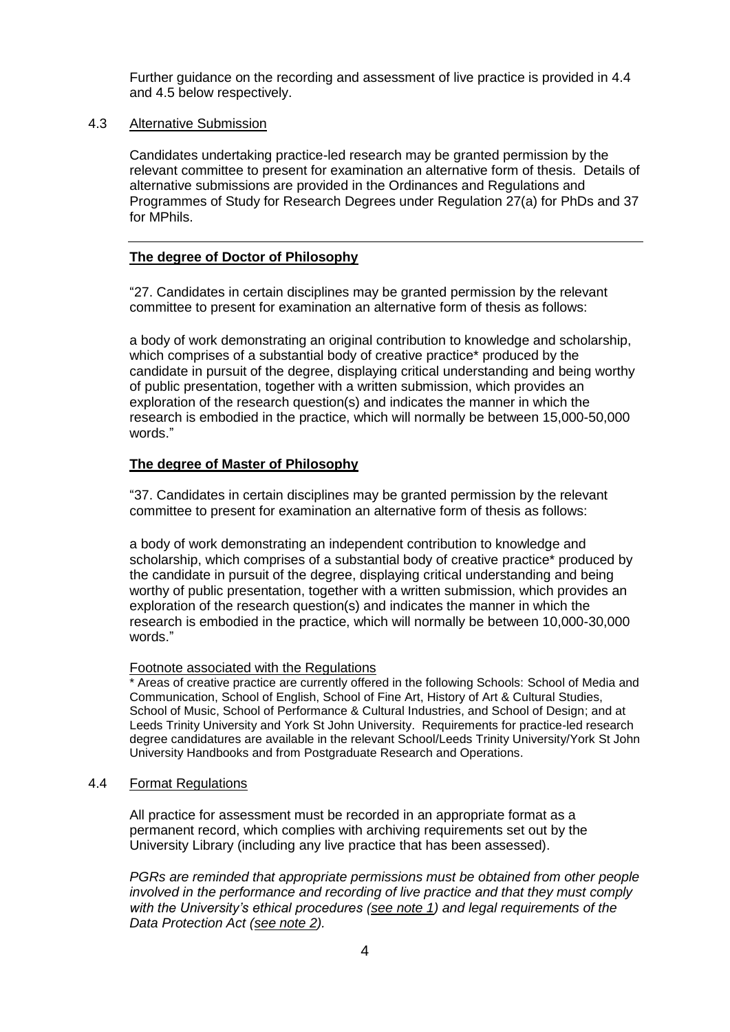Further guidance on the recording and assessment of live practice is provided in 4.4 and 4.5 below respectively.

### 4.3 Alternative Submission

Candidates undertaking practice-led research may be granted permission by the relevant committee to present for examination an alternative form of thesis. Details of alternative submissions are provided in the Ordinances and Regulations and Programmes of Study for Research Degrees under Regulation 27(a) for PhDs and 37 for MPhils.

---

**The degree of Doctor of Philosophy**

"27. Candidates in certain disciplines may be granted permission by the relevant committee to present for examination an alternative form of thesis as follows:

a body of work demonstrating an original contribution to knowledge and scholarship, which comprises of a substantial body of creative practice* produced by the candidate in pursuit of the degree, displaying critical understanding and being worthy of public presentation, together with a written submission, which provides an exploration of the research question(s) and indicates the manner in which the research is embodied in the practice, which will normally be between 15,000-50,000 words."

**The degree of Master of Philosophy**

"37. Candidates in certain disciplines may be granted permission by the relevant committee to present for examination an alternative form of thesis as follows:

a body of work demonstrating an independent contribution to knowledge and scholarship, which comprises of a substantial body of creative practice* produced by the candidate in pursuit of the degree, displaying critical understanding and being worthy of public presentation, together with a written submission, which provides an exploration of the research question(s) and indicates the manner in which the research is embodied in the practice, which will normally be between 10,000-30,000 words."

Footnote associated with the Regulations

* Areas of creative practice are currently offered in the following Schools: School of Media and Communication, School of English, School of Fine Art, History of Art & Cultural Studies, School of Music, School of Performance & Cultural Industries, and School of Design; and at Leeds Trinity University and York St John University. Requirements for practice-led research degree candidatures are available in the relevant School/Leeds Trinity University/York St John University Handbooks and from Postgraduate Research and Operations.

### 4.4 Format Regulations

All practice for assessment must be recorded in an appropriate format as a permanent record, which complies with archiving requirements set out by the University Library (including any live practice that has been assessed).

*PGRs are reminded that appropriate permissions must be obtained from other people involved in the performance and recording of live practice and that they must comply with the University's ethical procedures (see note 1) and legal requirements of the Data Protection Act (see note 2).*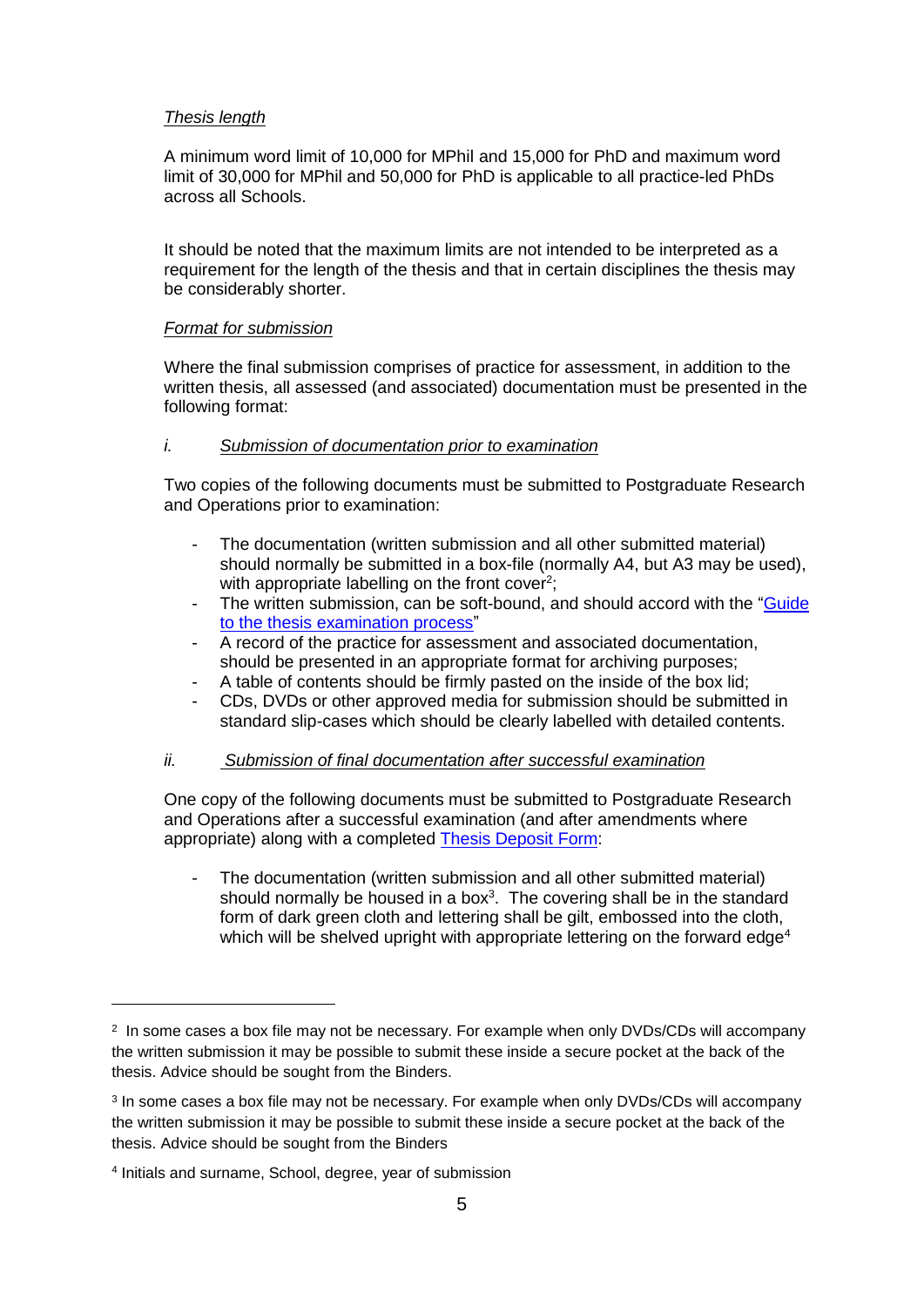*Thesis length*

A minimum word limit of 10,000 for MPhil and 15,000 for PhD and maximum word limit of 30,000 for MPhil and 50,000 for PhD is applicable to all practice-led PhDs across all Schools.

It should be noted that the maximum limits are not intended to be interpreted as a requirement for the length of the thesis and that in certain disciplines the thesis may be considerably shorter.

*Format for submission*

Where the final submission comprises of practice for assessment, in addition to the written thesis, all assessed (and associated) documentation must be presented in the following format:

*i. Submission of documentation prior to examination*

Two copies of the following documents must be submitted to Postgraduate Research and Operations prior to examination:

- The documentation (written submission and all other submitted material) should normally be submitted in a box-file (normally A4, but A3 may be used), with appropriate labelling on the front cover[2];
- The written submission, can be soft-bound, and should accord with the "[Guide to the thesis examination process](#)"
- A record of the practice for assessment and associated documentation, should be presented in an appropriate format for archiving purposes;
- A table of contents should be firmly pasted on the inside of the box lid;
- CDs, DVDs or other approved media for submission should be submitted in standard slip-cases which should be clearly labelled with detailed contents.

*ii. Submission of final documentation after successful examination*

One copy of the following documents must be submitted to Postgraduate Research and Operations after a successful examination (and after amendments where appropriate) along with a completed [Thesis Deposit Form](#):

- The documentation (written submission and all other submitted material) should normally be housed in a box[3]. The covering shall be in the standard form of dark green cloth and lettering shall be gilt, embossed into the cloth, which will be shelved upright with appropriate lettering on the forward edge[4]

---

[2] In some cases a box file may not be necessary. For example when only DVDs/CDs will accompany the written submission it may be possible to submit these inside a secure pocket at the back of the thesis. Advice should be sought from the Binders.

[3] In some cases a box file may not be necessary. For example when only DVDs/CDs will accompany the written submission it may be possible to submit these inside a secure pocket at the back of the thesis. Advice should be sought from the Binders

[4] Initials and surname, School, degree, year of submission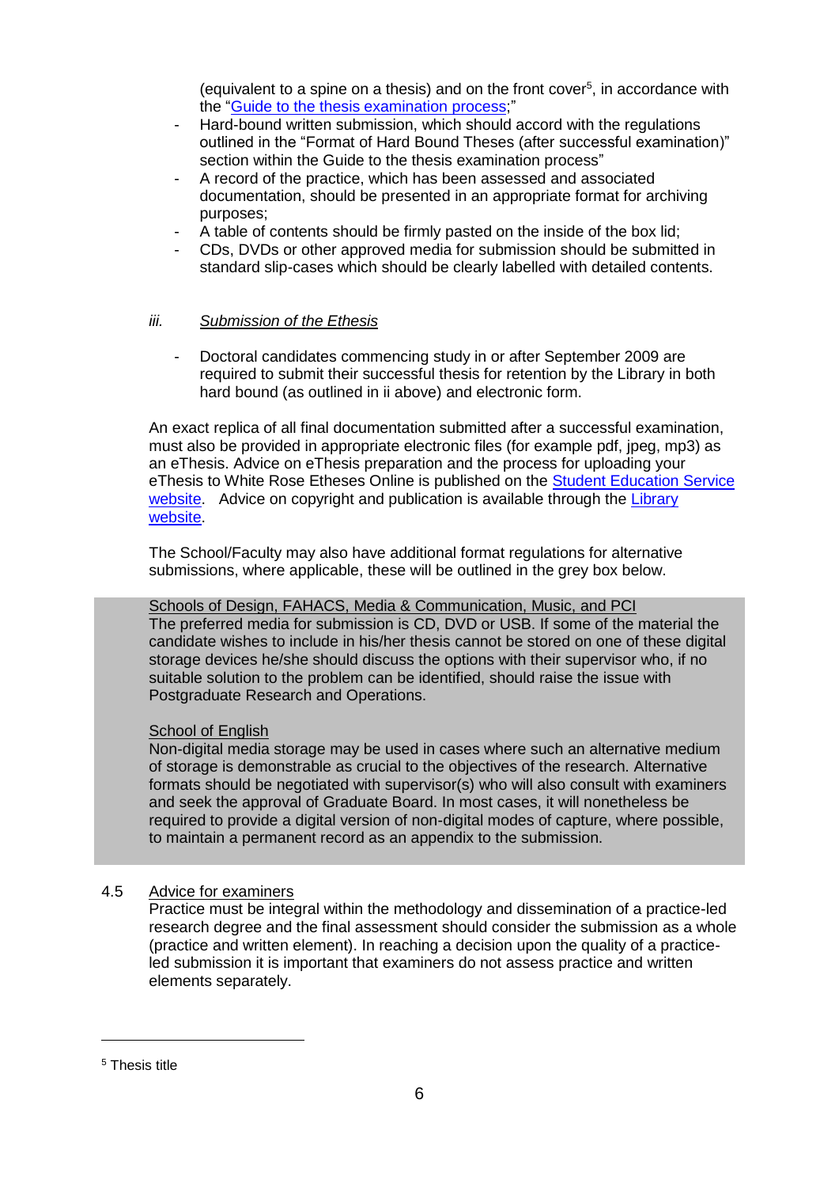(equivalent to a spine on a thesis) and on the front cover[5], in accordance with the "Guide to the thesis examination process;"

- Hard-bound written submission, which should accord with the regulations outlined in the "Format of Hard Bound Theses (after successful examination)" section within the Guide to the thesis examination process"
- A record of the practice, which has been assessed and associated documentation, should be presented in an appropriate format for archiving purposes;
- A table of contents should be firmly pasted on the inside of the box lid;
- CDs, DVDs or other approved media for submission should be submitted in standard slip-cases which should be clearly labelled with detailed contents.

*iii.* *Submission of the Ethesis*

- Doctoral candidates commencing study in or after September 2009 are required to submit their successful thesis for retention by the Library in both hard bound (as outlined in ii above) and electronic form.

An exact replica of all final documentation submitted after a successful examination, must also be provided in appropriate electronic files (for example pdf, jpeg, mp3) as an eThesis. Advice on eThesis preparation and the process for uploading your eThesis to White Rose Etheses Online is published on the Student Education Service website. Advice on copyright and publication is available through the Library website.

The School/Faculty may also have additional format regulations for alternative submissions, where applicable, these will be outlined in the grey box below.

Schools of Design, FAHACS, Media & Communication, Music, and PCI
The preferred media for submission is CD, DVD or USB. If some of the material the candidate wishes to include in his/her thesis cannot be stored on one of these digital storage devices he/she should discuss the options with their supervisor who, if no suitable solution to the problem can be identified, should raise the issue with Postgraduate Research and Operations.

School of English
Non-digital media storage may be used in cases where such an alternative medium of storage is demonstrable as crucial to the objectives of the research. Alternative formats should be negotiated with supervisor(s) who will also consult with examiners and seek the approval of Graduate Board. In most cases, it will nonetheless be required to provide a digital version of non-digital modes of capture, where possible, to maintain a permanent record as an appendix to the submission.

4.5 Advice for examiners

Practice must be integral within the methodology and dissemination of a practice-led research degree and the final assessment should consider the submission as a whole (practice and written element). In reaching a decision upon the quality of a practice-led submission it is important that examiners do not assess practice and written elements separately.

---

[5] Thesis title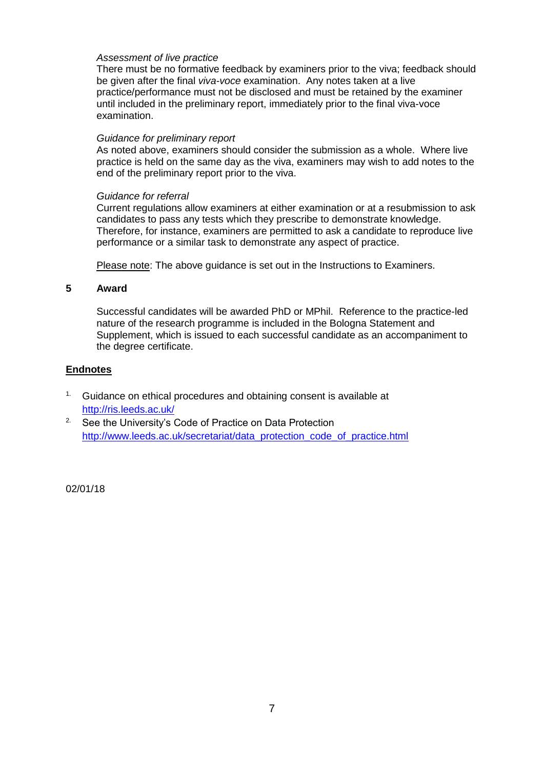*Assessment of live practice*

There must be no formative feedback by examiners prior to the viva; feedback should be given after the final *viva-voce* examination. Any notes taken at a live practice/performance must not be disclosed and must be retained by the examiner until included in the preliminary report, immediately prior to the final viva-voce examination.

*Guidance for preliminary report*

As noted above, examiners should consider the submission as a whole. Where live practice is held on the same day as the viva, examiners may wish to add notes to the end of the preliminary report prior to the viva.

*Guidance for referral*

Current regulations allow examiners at either examination or at a resubmission to ask candidates to pass any tests which they prescribe to demonstrate knowledge. Therefore, for instance, examiners are permitted to ask a candidate to reproduce live performance or a similar task to demonstrate any aspect of practice.

Please note: The above guidance is set out in the Instructions to Examiners.

## 5 Award

Successful candidates will be awarded PhD or MPhil. Reference to the practice-led nature of the research programme is included in the Bologna Statement and Supplement, which is issued to each successful candidate as an accompaniment to the degree certificate.

## Endnotes

1. Guidance on ethical procedures and obtaining consent is available at http://ris.leeds.ac.uk/
2. See the University's Code of Practice on Data Protection http://www.leeds.ac.uk/secretariat/data_protection_code_of_practice.html

02/01/18